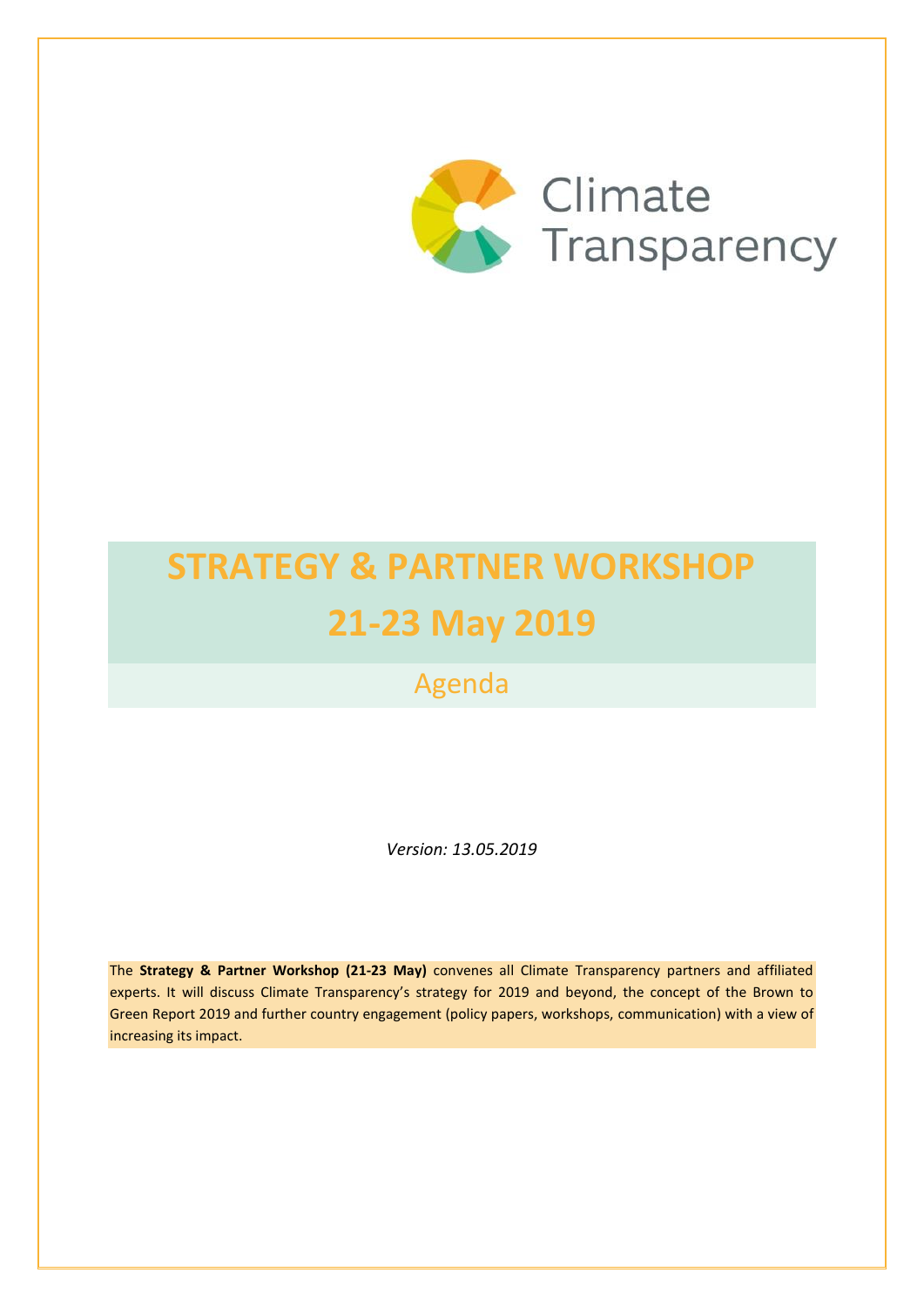Climate Transparency

# STRATEGY & PARTNER WORKSHOP

# 21-23 May 2019

## Agenda

*Version: 13.05.2019*

The **Strategy & Partner Workshop (21-23 May)** convenes all Climate Transparency partners and affiliated experts. It will discuss Climate Transparency's strategy for 2019 and beyond, the concept of the Brown to Green Report 2019 and further country engagement (policy papers, workshops, communication) with a view of increasing its impact.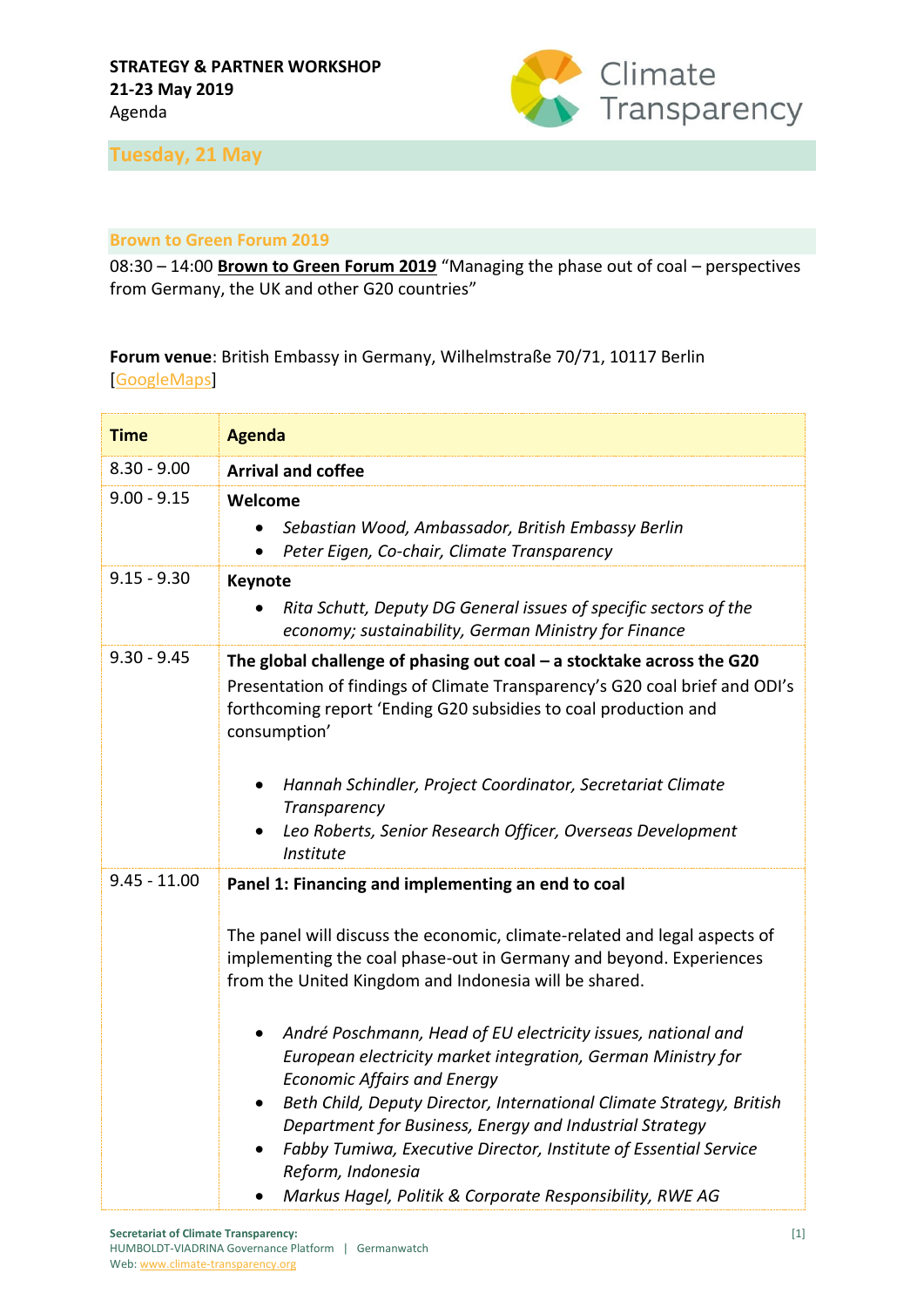**STRATEGY & PARTNER WORKSHOP**
**21-23 May 2019**
Agenda

## Tuesday, 21 May

### Brown to Green Forum 2019

08:30 – 14:00 **Brown to Green Forum 2019** "Managing the phase out of coal – perspectives from Germany, the UK and other G20 countries"

**Forum venue**: British Embassy in Germany, Wilhelmstraße 70/71, 10117 Berlin [GoogleMaps]

| Time | Agenda |
| --- | --- |
| 8.30 - 9.00 | **Arrival and coffee** |
| 9.00 - 9.15 | **Welcome**<br>• *Sebastian Wood, Ambassador, British Embassy Berlin*<br>• *Peter Eigen, Co-chair, Climate Transparency* |
| 9.15 - 9.30 | **Keynote**<br>• *Rita Schutt, Deputy DG General issues of specific sectors of the economy; sustainability, German Ministry for Finance* |
| 9.30 - 9.45 | **The global challenge of phasing out coal – a stocktake across the G20**<br>Presentation of findings of Climate Transparency's G20 coal brief and ODI's forthcoming report 'Ending G20 subsidies to coal production and consumption'<br>• *Hannah Schindler, Project Coordinator, Secretariat Climate Transparency*<br>• *Leo Roberts, Senior Research Officer, Overseas Development Institute* |
| 9.45 - 11.00 | **Panel 1: Financing and implementing an end to coal**<br>The panel will discuss the economic, climate-related and legal aspects of implementing the coal phase-out in Germany and beyond. Experiences from the United Kingdom and Indonesia will be shared.<br>• *André Poschmann, Head of EU electricity issues, national and European electricity market integration, German Ministry for Economic Affairs and Energy*<br>• *Beth Child, Deputy Director, International Climate Strategy, British Department for Business, Energy and Industrial Strategy*<br>• *Fabby Tumiwa, Executive Director, Institute of Essential Service Reform, Indonesia*<br>• *Markus Hagel, Politik & Corporate Responsibility, RWE AG* |

**Secretariat of Climate Transparency:**
HUMBOLDT-VIADRINA Governance Platform | Germanwatch
Web: www.climate-transparency.org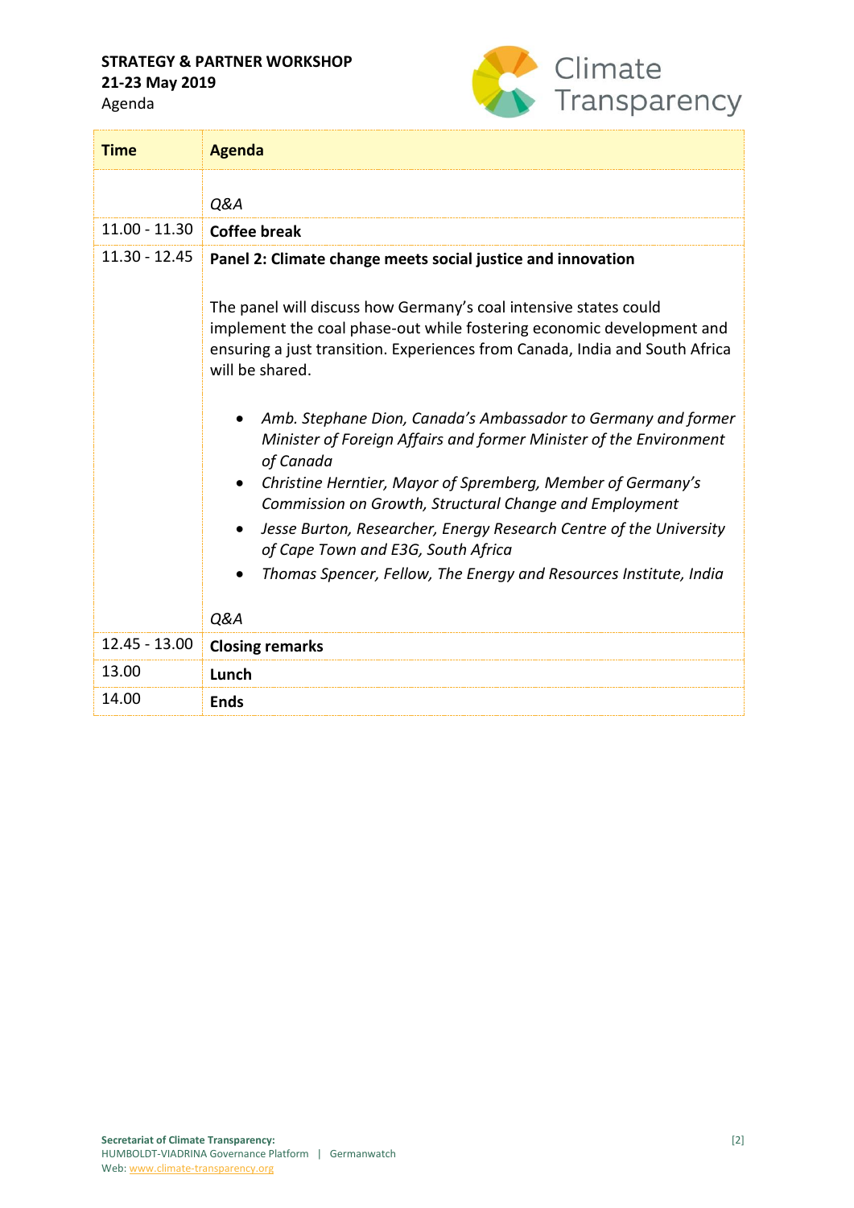**STRATEGY & PARTNER WORKSHOP**
**21-23 May 2019**
Agenda

| Time | Agenda |
|---|---|
| | *Q&A* |
| 11.00 - 11.30 | **Coffee break** |
| 11.30 - 12.45 | **Panel 2: Climate change meets social justice and innovation**<br><br>The panel will discuss how Germany's coal intensive states could implement the coal phase-out while fostering economic development and ensuring a just transition. Experiences from Canada, India and South Africa will be shared.<br><br>• *Amb. Stephane Dion, Canada's Ambassador to Germany and former Minister of Foreign Affairs and former Minister of the Environment of Canada*<br>• *Christine Herntier, Mayor of Spremberg, Member of Germany's Commission on Growth, Structural Change and Employment*<br>• *Jesse Burton, Researcher, Energy Research Centre of the University of Cape Town and E3G, South Africa*<br>• *Thomas Spencer, Fellow, The Energy and Resources Institute, India*<br><br>*Q&A* |
| 12.45 - 13.00 | **Closing remarks** |
| 13.00 | **Lunch** |
| 14.00 | **Ends** |

**Secretariat of Climate Transparency:**
HUMBOLDT-VIADRINA Governance Platform | Germanwatch
Web: www.climate-transparency.org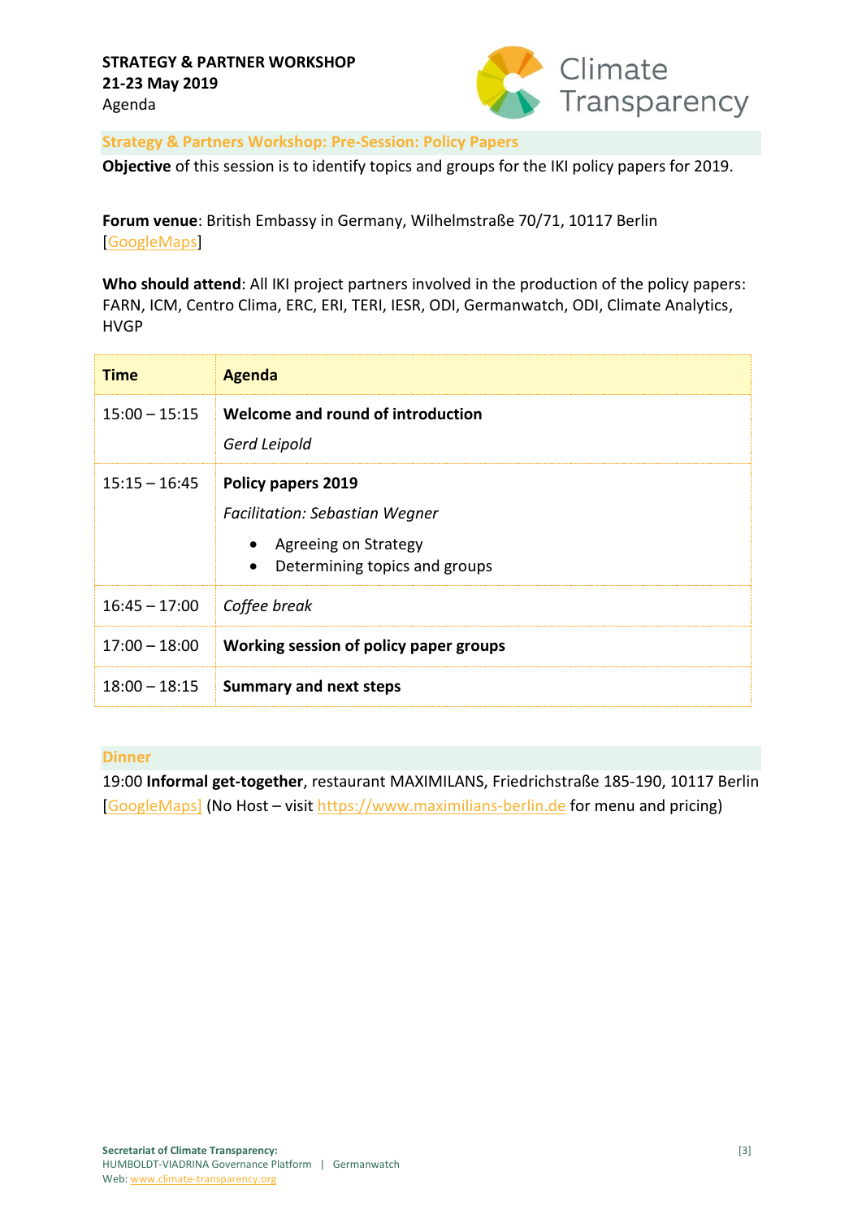**STRATEGY & PARTNER WORKSHOP**
**21-23 May 2019**
Agenda

## Strategy & Partners Workshop: Pre-Session: Policy Papers

**Objective** of this session is to identify topics and groups for the IKI policy papers for 2019.

**Forum venue**: British Embassy in Germany, Wilhelmstraße 70/71, 10117 Berlin [GoogleMaps]

**Who should attend**: All IKI project partners involved in the production of the policy papers: FARN, ICM, Centro Clima, ERC, ERI, TERI, IESR, ODI, Germanwatch, ODI, Climate Analytics, HVGP

| Time | Agenda |
|---|---|
| 15:00 – 15:15 | **Welcome and round of introduction**<br>*Gerd Leipold* |
| 15:15 – 16:45 | **Policy papers 2019**<br>*Facilitation: Sebastian Wegner*<br>• Agreeing on Strategy<br>• Determining topics and groups |
| 16:45 – 17:00 | *Coffee break* |
| 17:00 – 18:00 | **Working session of policy paper groups** |
| 18:00 – 18:15 | **Summary and next steps** |

## Dinner

19:00 **Informal get-together**, restaurant MAXIMILANS, Friedrichstraße 185-190, 10117 Berlin [GoogleMaps] (No Host – visit https://www.maximilians-berlin.de for menu and pricing)

**Secretariat of Climate Transparency:**
HUMBOLDT-VIADRINA Governance Platform | Germanwatch
Web: www.climate-transparency.org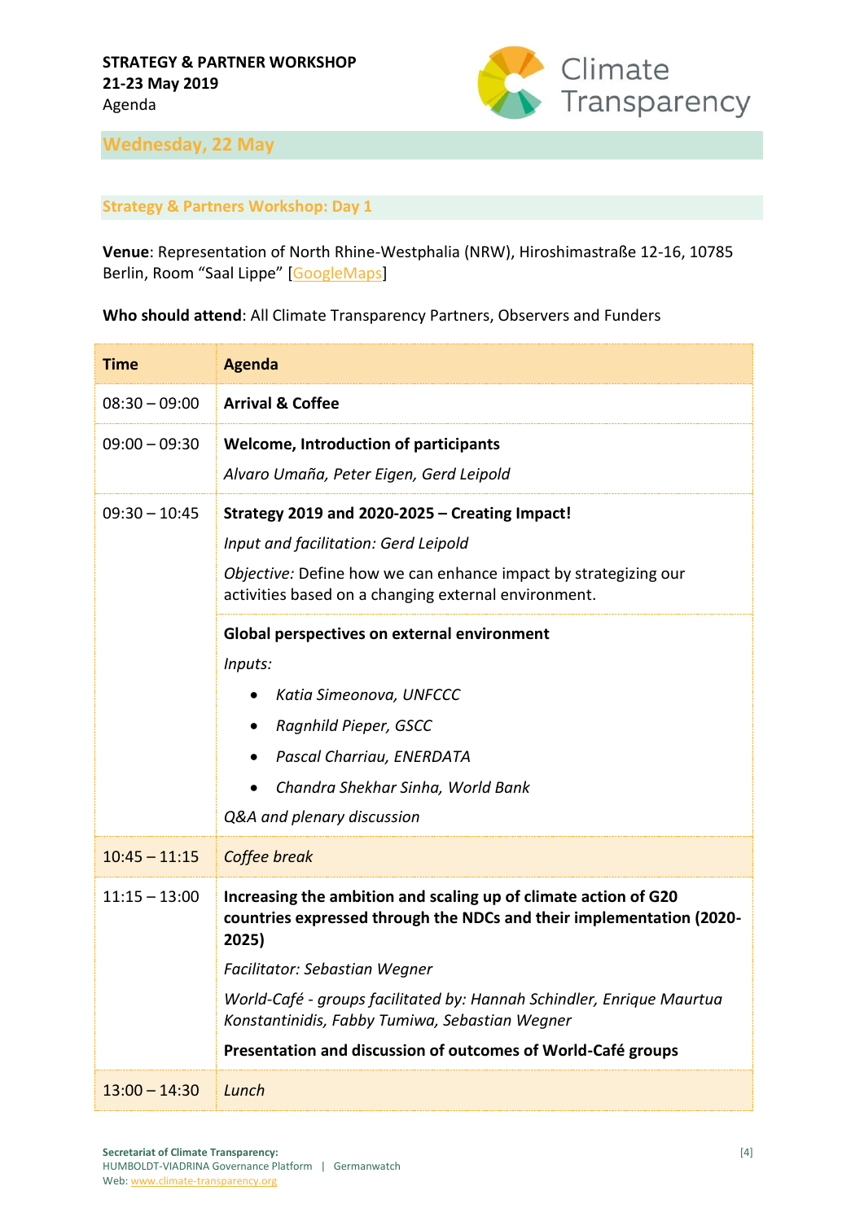STRATEGY & PARTNER WORKSHOP
**21-23 May 2019**
Agenda

## Wednesday, 22 May

### Strategy & Partners Workshop: Day 1

**Venue**: Representation of North Rhine-Westphalia (NRW), Hiroshimastraße 12-16, 10785 Berlin, Room "Saal Lippe" [GoogleMaps]

**Who should attend**: All Climate Transparency Partners, Observers and Funders

| Time | Agenda |
|---|---|
| 08:30 – 09:00 | **Arrival & Coffee** |
| 09:00 – 09:30 | **Welcome, Introduction of participants**<br>*Alvaro Umaña, Peter Eigen, Gerd Leipold* |
| 09:30 – 10:45 | **Strategy 2019 and 2020-2025 – Creating Impact!**<br>*Input and facilitation: Gerd Leipold*<br>*Objective:* Define how we can enhance impact by strategizing our activities based on a changing external environment. |
| | **Global perspectives on external environment**<br>*Inputs:*<br>• *Katia Simeonova, UNFCCC*<br>• *Ragnhild Pieper, GSCC*<br>• *Pascal Charriau, ENERDATA*<br>• *Chandra Shekhar Sinha, World Bank*<br>*Q&A and plenary discussion* |
| 10:45 – 11:15 | *Coffee break* |
| 11:15 – 13:00 | **Increasing the ambition and scaling up of climate action of G20 countries expressed through the NDCs and their implementation (2020-2025)**<br>*Facilitator: Sebastian Wegner*<br>*World-Café - groups facilitated by: Hannah Schindler, Enrique Maurtua Konstantinidis, Fabby Tumiwa, Sebastian Wegner*<br>**Presentation and discussion of outcomes of World-Café groups** |
| 13:00 – 14:30 | *Lunch* |

**Secretariat of Climate Transparency:**
HUMBOLDT-VIADRINA Governance Platform | Germanwatch
Web: www.climate-transparency.org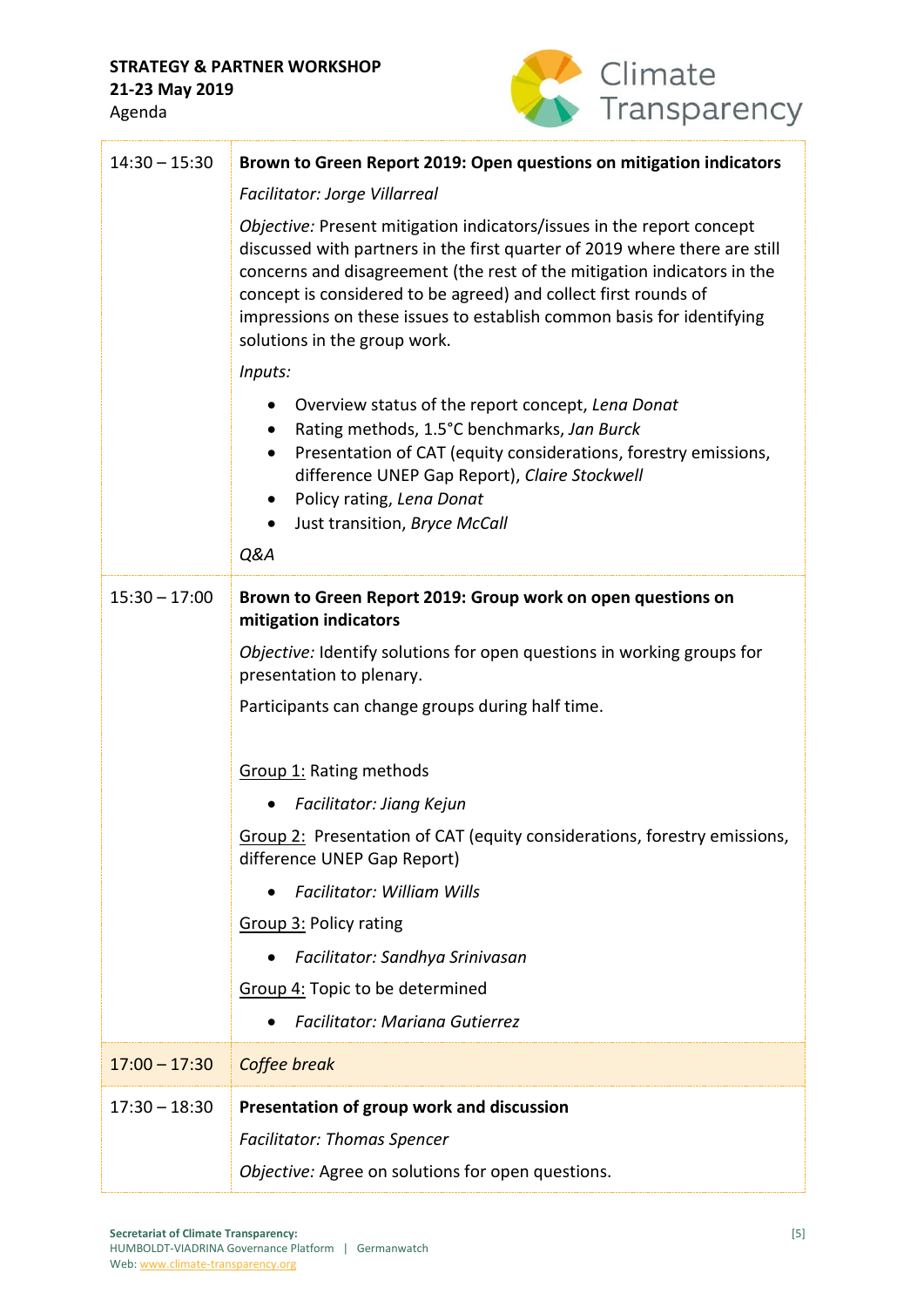| | |
|---|---|
| 14:30 – 15:30 | **Brown to Green Report 2019: Open questions on mitigation indicators**<br><br>*Facilitator: Jorge Villarreal*<br><br>*Objective:* Present mitigation indicators/issues in the report concept discussed with partners in the first quarter of 2019 where there are still concerns and disagreement (the rest of the mitigation indicators in the concept is considered to be agreed) and collect first rounds of impressions on these issues to establish common basis for identifying solutions in the group work.<br><br>*Inputs:*<br><br>• Overview status of the report concept, *Lena Donat*<br>• Rating methods, 1.5°C benchmarks, *Jan Burck*<br>• Presentation of CAT (equity considerations, forestry emissions, difference UNEP Gap Report), *Claire Stockwell*<br>• Policy rating, *Lena Donat*<br>• Just transition, *Bryce McCall*<br><br>*Q&A* |
| 15:30 – 17:00 | **Brown to Green Report 2019: Group work on open questions on mitigation indicators**<br><br>*Objective:* Identify solutions for open questions in working groups for presentation to plenary.<br><br>Participants can change groups during half time.<br><br>Group 1: Rating methods<br>• *Facilitator: Jiang Kejun*<br><br>Group 2: Presentation of CAT (equity considerations, forestry emissions, difference UNEP Gap Report)<br>• *Facilitator: William Wills*<br><br>Group 3: Policy rating<br>• *Facilitator: Sandhya Srinivasan*<br><br>Group 4: Topic to be determined<br>• *Facilitator: Mariana Gutierrez* |
| 17:00 – 17:30 | *Coffee break* |
| 17:30 – 18:30 | **Presentation of group work and discussion**<br><br>*Facilitator: Thomas Spencer*<br><br>*Objective:* Agree on solutions for open questions. |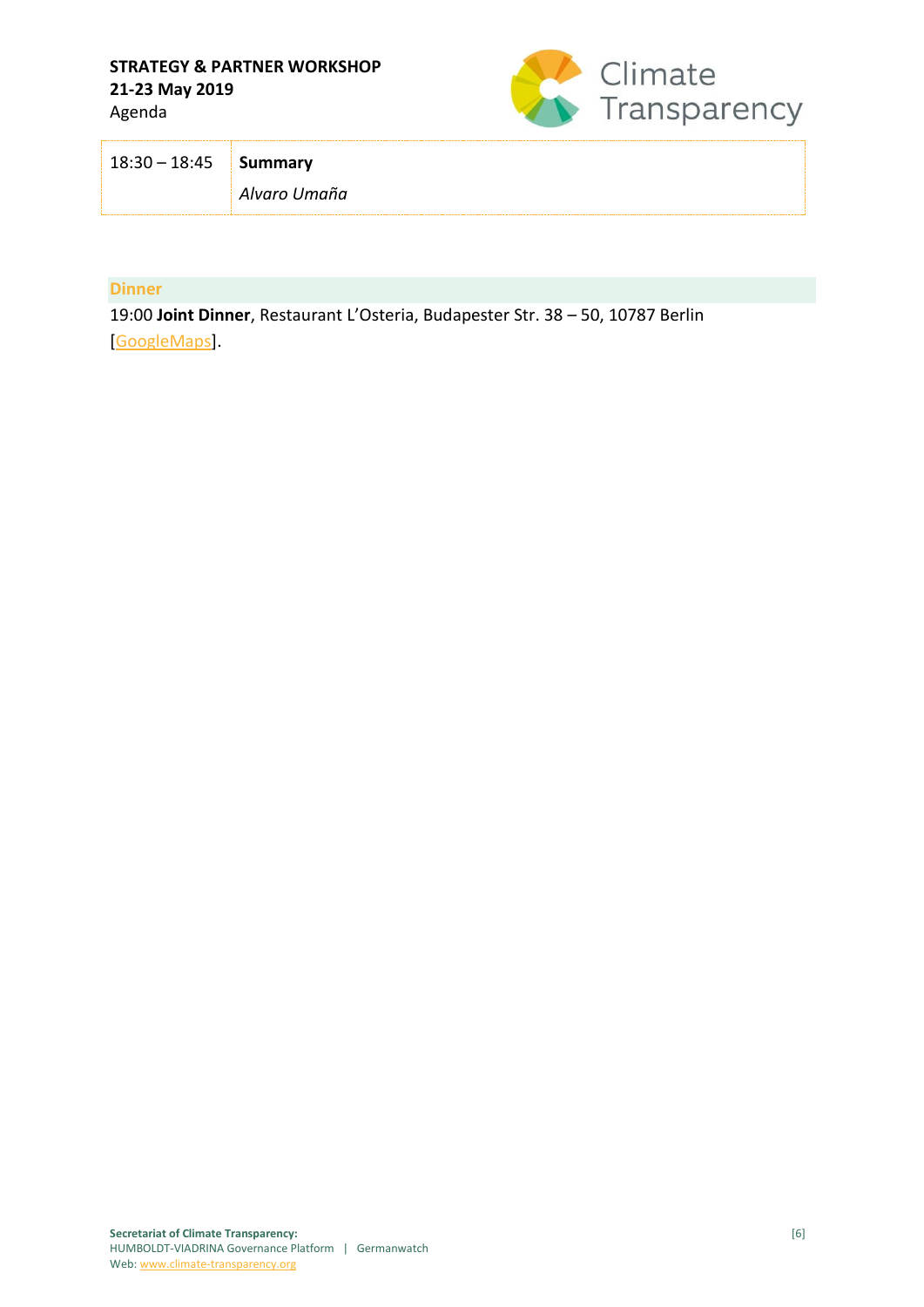| | |
|---|---|
| 18:30 – 18:45 | **Summary**<br>*Alvaro Umaña* |

## Dinner

19:00 **Joint Dinner**, Restaurant L'Osteria, Budapester Str. 38 – 50, 10787 Berlin [GoogleMaps].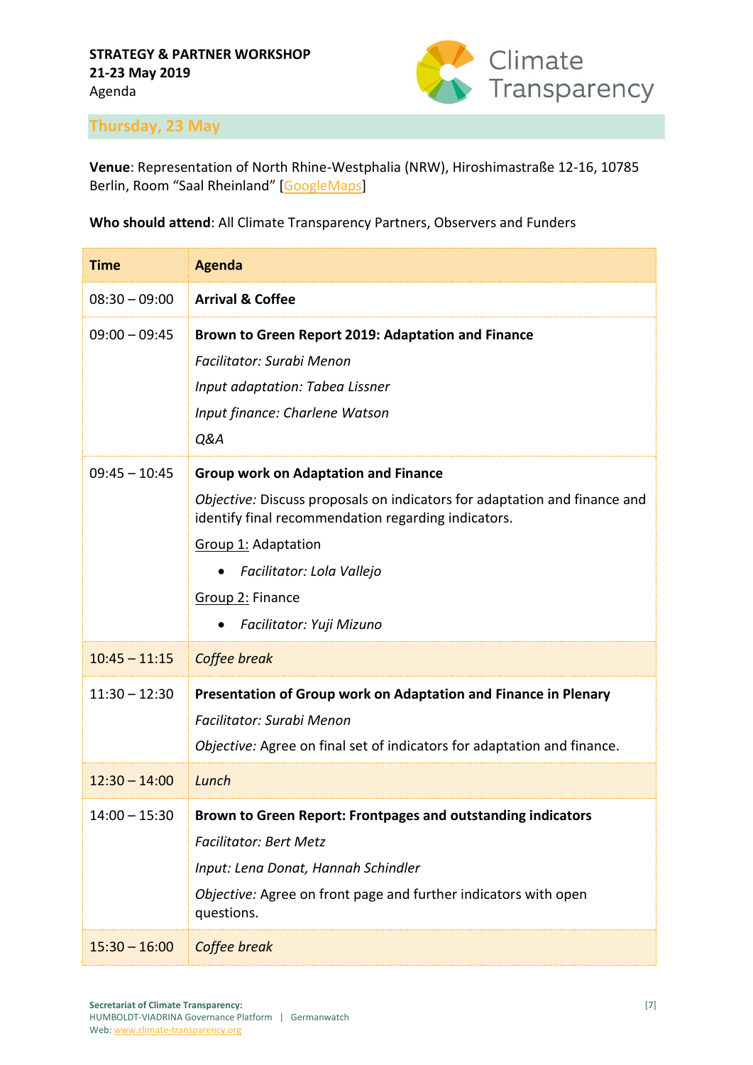**STRATEGY & PARTNER WORKSHOP**
**21-23 May 2019**
Agenda

## Thursday, 23 May

**Venue**: Representation of North Rhine-Westphalia (NRW), Hiroshimastraße 12-16, 10785 Berlin, Room “Saal Rheinland” [GoogleMaps]

**Who should attend**: All Climate Transparency Partners, Observers and Funders

| Time | Agenda |
|---|---|
| 08:30 – 09:00 | **Arrival & Coffee** |
| 09:00 – 09:45 | **Brown to Green Report 2019: Adaptation and Finance**<br>*Facilitator: Surabi Menon*<br>*Input adaptation: Tabea Lissner*<br>*Input finance: Charlene Watson*<br>*Q&A* |
| 09:45 – 10:45 | **Group work on Adaptation and Finance**<br>*Objective:* Discuss proposals on indicators for adaptation and finance and identify final recommendation regarding indicators.<br>Group 1: Adaptation<br>• *Facilitator: Lola Vallejo*<br>Group 2: Finance<br>• *Facilitator: Yuji Mizuno* |
| 10:45 – 11:15 | *Coffee break* |
| 11:30 – 12:30 | **Presentation of Group work on Adaptation and Finance in Plenary**<br>*Facilitator: Surabi Menon*<br>*Objective:* Agree on final set of indicators for adaptation and finance. |
| 12:30 – 14:00 | *Lunch* |
| 14:00 – 15:30 | **Brown to Green Report: Frontpages and outstanding indicators**<br>*Facilitator: Bert Metz*<br>*Input: Lena Donat, Hannah Schindler*<br>*Objective:* Agree on front page and further indicators with open questions. |
| 15:30 – 16:00 | *Coffee break* |

**Secretariat of Climate Transparency:**
HUMBOLDT-VIADRINA Governance Platform | Germanwatch
Web: www.climate-transparency.org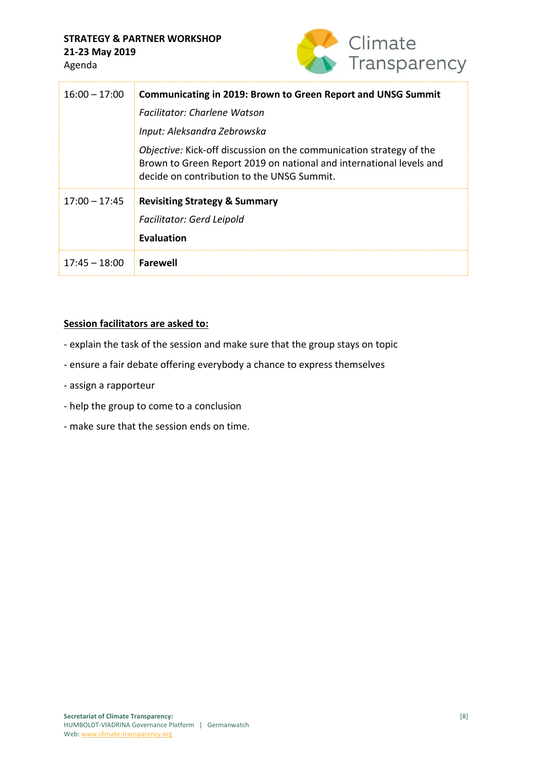| | |
|---|---|
| 16:00 – 17:00 | **Communicating in 2019: Brown to Green Report and UNSG Summit**<br>*Facilitator: Charlene Watson*<br>*Input: Aleksandra Zebrowska*<br>*Objective:* Kick-off discussion on the communication strategy of the Brown to Green Report 2019 on national and international levels and decide on contribution to the UNSG Summit. |
| 17:00 – 17:45 | **Revisiting Strategy & Summary**<br>*Facilitator: Gerd Leipold*<br>**Evaluation** |
| 17:45 – 18:00 | **Farewell** |

**<u>Session facilitators are asked to:</u>**

- explain the task of the session and make sure that the group stays on topic
- ensure a fair debate offering everybody a chance to express themselves
- assign a rapporteur
- help the group to come to a conclusion
- make sure that the session ends on time.